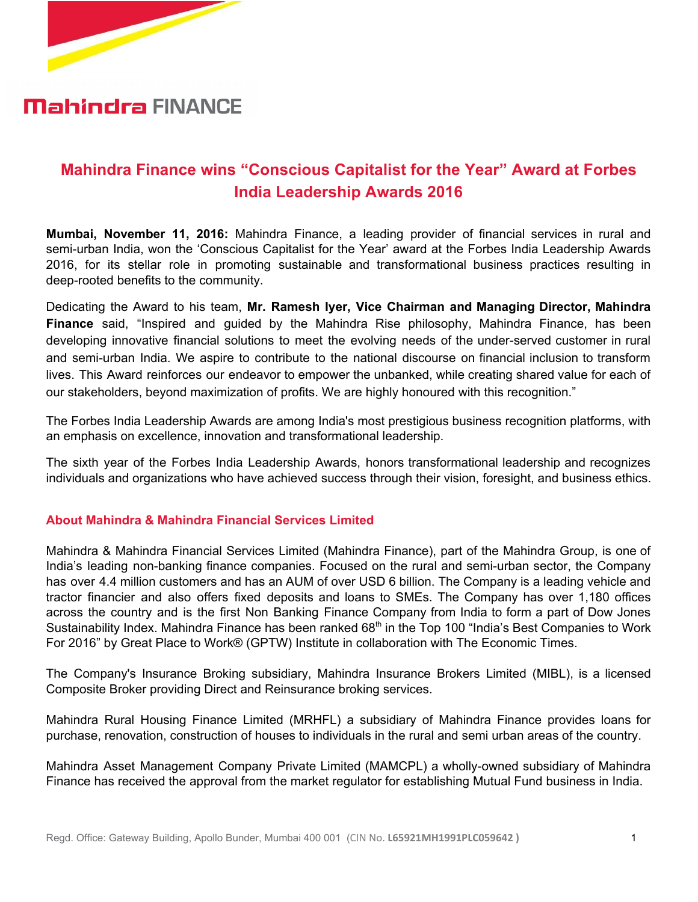**Mahindra FINANCE**

# Mahindra Finance wins "Conscious Capitalist for the Year" Award at Forbes India Leadership Awards 2016

**Mumbai, November 11, 2016:** Mahindra Finance, a leading provider of financial services in rural and semi-urban India, won the 'Conscious Capitalist for the Year' award at the Forbes India Leadership Awards 2016, for its stellar role in promoting sustainable and transformational business practices resulting in deep-rooted benefits to the community.

Dedicating the Award to his team, **Mr. Ramesh Iyer, Vice Chairman and Managing Director, Mahindra Finance** said, "Inspired and guided by the Mahindra Rise philosophy, Mahindra Finance, has been developing innovative financial solutions to meet the evolving needs of the under-served customer in rural and semi-urban India. We aspire to contribute to the national discourse on financial inclusion to transform lives. This Award reinforces our endeavor to empower the unbanked, while creating shared value for each of our stakeholders, beyond maximization of profits. We are highly honoured with this recognition."

The Forbes India Leadership Awards are among India's most prestigious business recognition platforms, with an emphasis on excellence, innovation and transformational leadership.

The sixth year of the Forbes India Leadership Awards, honors transformational leadership and recognizes individuals and organizations who have achieved success through their vision, foresight, and business ethics.

## About Mahindra & Mahindra Financial Services Limited

Mahindra & Mahindra Financial Services Limited (Mahindra Finance), part of the Mahindra Group, is one of India's leading non-banking finance companies. Focused on the rural and semi-urban sector, the Company has over 4.4 million customers and has an AUM of over USD 6 billion. The Company is a leading vehicle and tractor financier and also offers fixed deposits and loans to SMEs. The Company has over 1,180 offices across the country and is the first Non Banking Finance Company from India to form a part of Dow Jones Sustainability Index. Mahindra Finance has been ranked 68th in the Top 100 "India's Best Companies to Work For 2016" by Great Place to Work® (GPTW) Institute in collaboration with The Economic Times.

The Company's Insurance Broking subsidiary, Mahindra Insurance Brokers Limited (MIBL), is a licensed Composite Broker providing Direct and Reinsurance broking services.

Mahindra Rural Housing Finance Limited (MRHFL) a subsidiary of Mahindra Finance provides loans for purchase, renovation, construction of houses to individuals in the rural and semi urban areas of the country.

Mahindra Asset Management Company Private Limited (MAMCPL) a wholly-owned subsidiary of Mahindra Finance has received the approval from the market regulator for establishing Mutual Fund business in India.

Regd. Office: Gateway Building, Apollo Bunder, Mumbai 400 001 (CIN No. **L65921MH1991PLC059642**)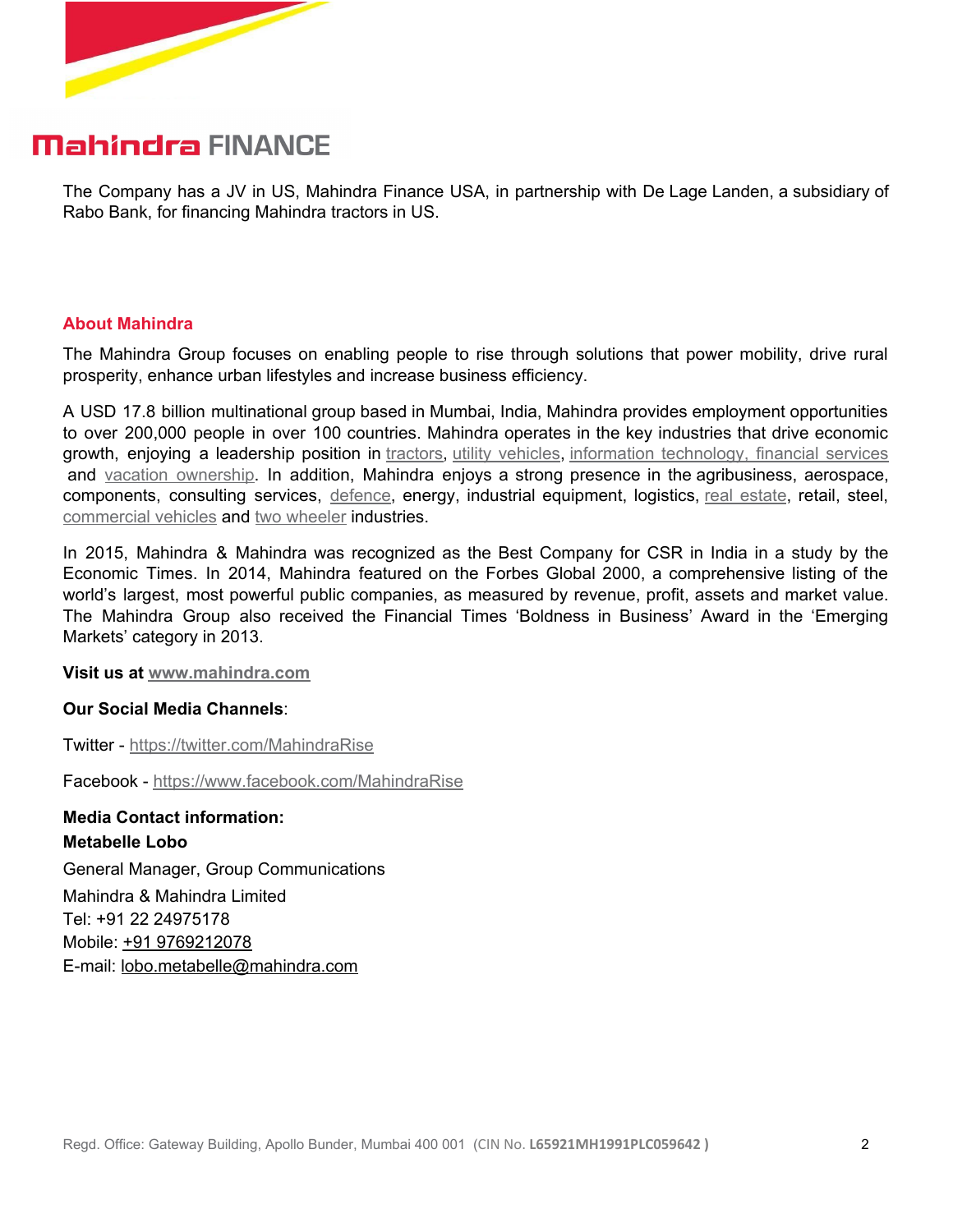The Company has a JV in US, Mahindra Finance USA, in partnership with De Lage Landen, a subsidiary of Rabo Bank, for financing Mahindra tractors in US.

## About Mahindra

The Mahindra Group focuses on enabling people to rise through solutions that power mobility, drive rural prosperity, enhance urban lifestyles and increase business efficiency.

A USD 17.8 billion multinational group based in Mumbai, India, Mahindra provides employment opportunities to over 200,000 people in over 100 countries. Mahindra operates in the key industries that drive economic growth, enjoying a leadership position in tractors, utility vehicles, information technology, financial services and vacation ownership. In addition, Mahindra enjoys a strong presence in the agribusiness, aerospace, components, consulting services, defence, energy, industrial equipment, logistics, real estate, retail, steel, commercial vehicles and two wheeler industries.

In 2015, Mahindra & Mahindra was recognized as the Best Company for CSR in India in a study by the Economic Times. In 2014, Mahindra featured on the Forbes Global 2000, a comprehensive listing of the world's largest, most powerful public companies, as measured by revenue, profit, assets and market value. The Mahindra Group also received the Financial Times 'Boldness in Business' Award in the 'Emerging Markets' category in 2013.

**Visit us at www.mahindra.com**

**Our Social Media Channels**:

Twitter - https://twitter.com/MahindraRise

Facebook - https://www.facebook.com/MahindraRise

**Media Contact information:**
**Metabelle Lobo**
General Manager, Group Communications
Mahindra & Mahindra Limited
Tel: +91 22 24975178
Mobile: +91 9769212078
E-mail: lobo.metabelle@mahindra.com

Regd. Office: Gateway Building, Apollo Bunder, Mumbai 400 001 (CIN No. **L65921MH1991PLC059642**)